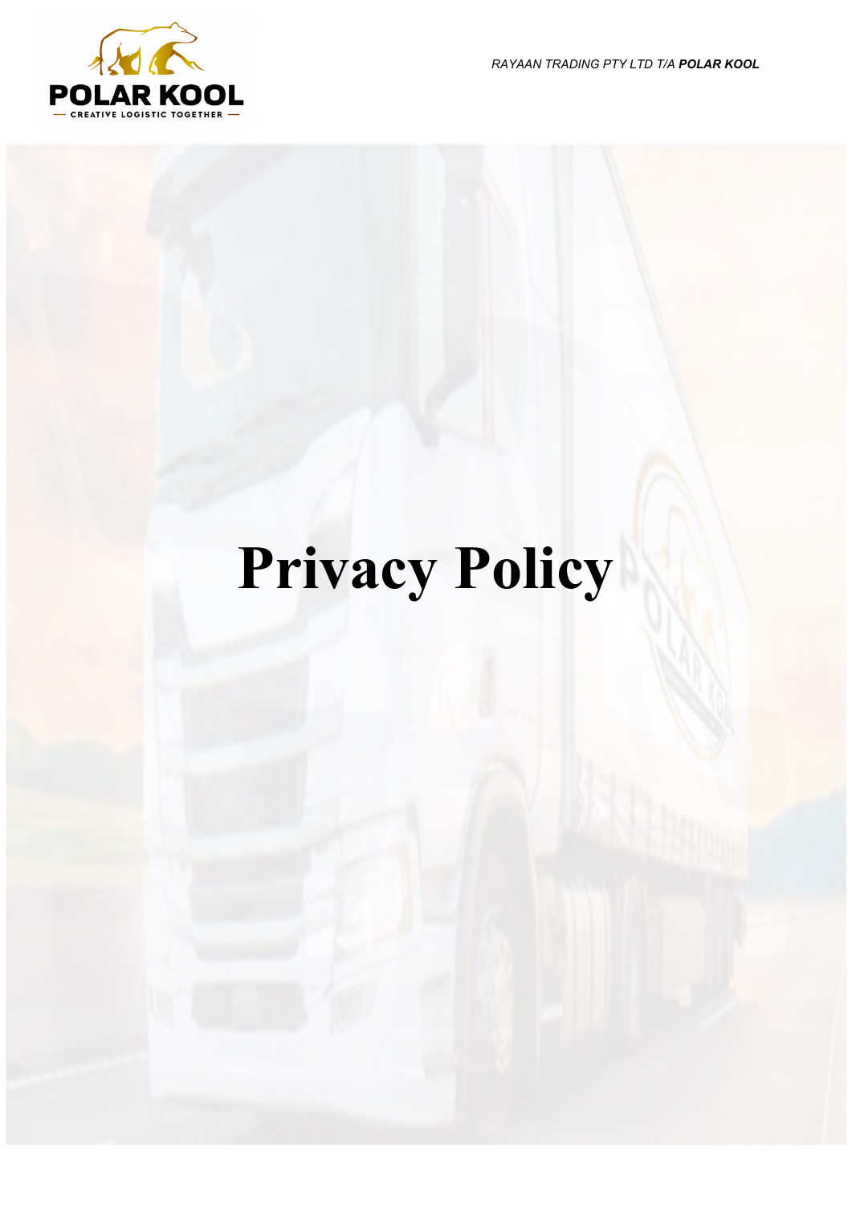*RAYAAN TRADING PTY LTD T/A* ***POLAR KOOL***

# Privacy Policy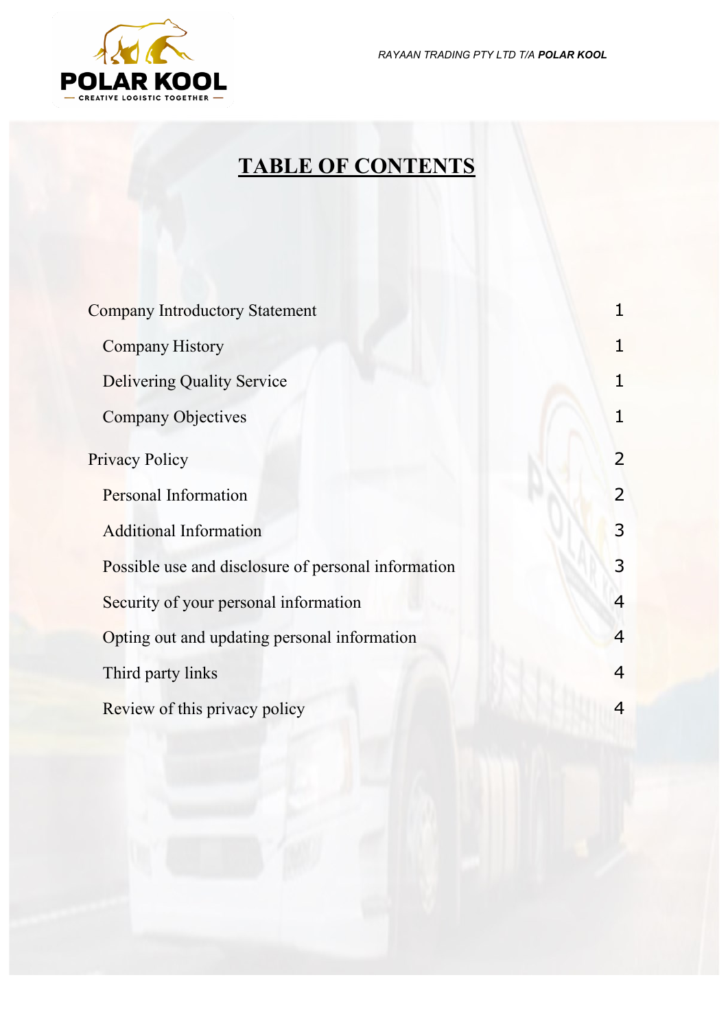# TABLE OF CONTENTS

| | |
|---|---|
| Company Introductory Statement | 1 |
| Company History | 1 |
| Delivering Quality Service | 1 |
| Company Objectives | 1 |
| Privacy Policy | 2 |
| Personal Information | 2 |
| Additional Information | 3 |
| Possible use and disclosure of personal information | 3 |
| Security of your personal information | 4 |
| Opting out and updating personal information | 4 |
| Third party links | 4 |
| Review of this privacy policy | 4 |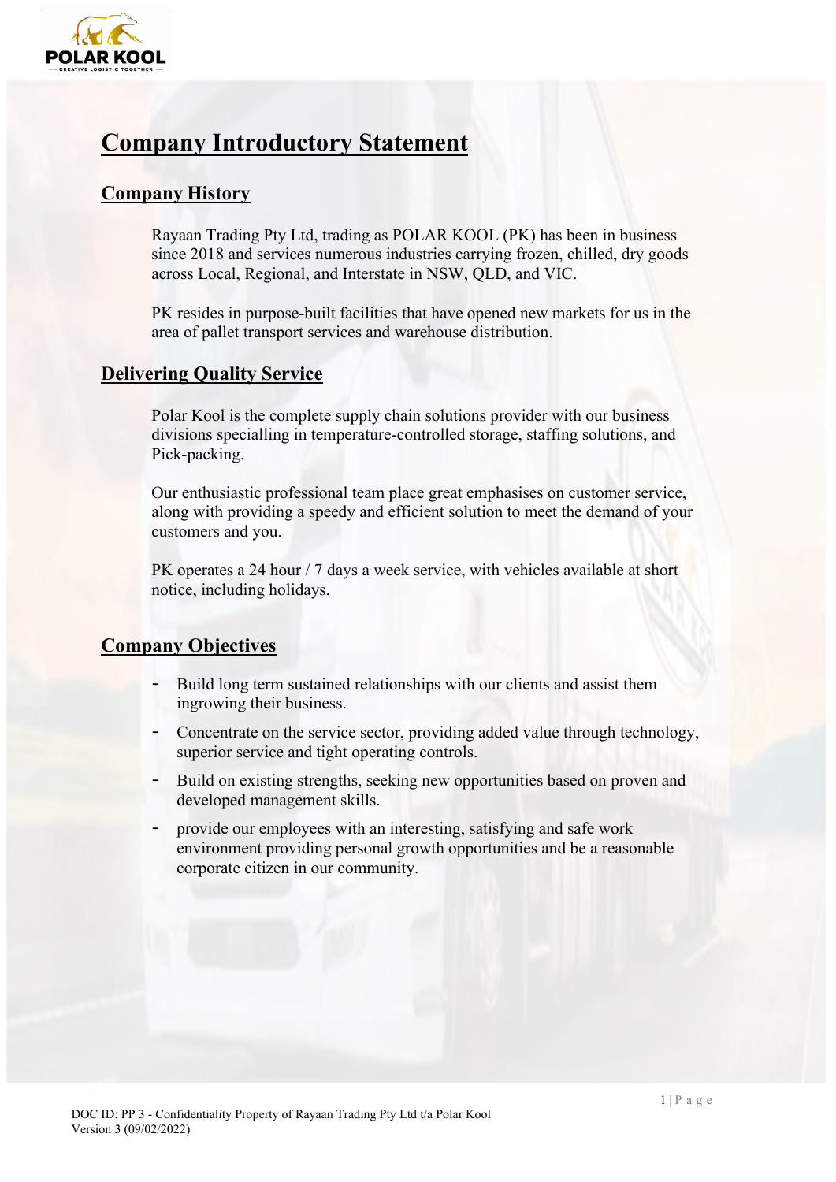# Company Introductory Statement

## Company History

Rayaan Trading Pty Ltd, trading as POLAR KOOL (PK) has been in business since 2018 and services numerous industries carrying frozen, chilled, dry goods across Local, Regional, and Interstate in NSW, QLD, and VIC.

PK resides in purpose-built facilities that have opened new markets for us in the area of pallet transport services and warehouse distribution.

## Delivering Quality Service

Polar Kool is the complete supply chain solutions provider with our business divisions specialling in temperature-controlled storage, staffing solutions, and Pick-packing.

Our enthusiastic professional team place great emphasises on customer service, along with providing a speedy and efficient solution to meet the demand of your customers and you.

PK operates a 24 hour / 7 days a week service, with vehicles available at short notice, including holidays.

## Company Objectives

- Build long term sustained relationships with our clients and assist them ingrowing their business.
- Concentrate on the service sector, providing added value through technology, superior service and tight operating controls.
- Build on existing strengths, seeking new opportunities based on proven and developed management skills.
- provide our employees with an interesting, satisfying and safe work environment providing personal growth opportunities and be a reasonable corporate citizen in our community.

DOC ID: PP 3 - Confidentiality Property of Rayaan Trading Pty Ltd t/a Polar Kool
Version 3 (09/02/2022)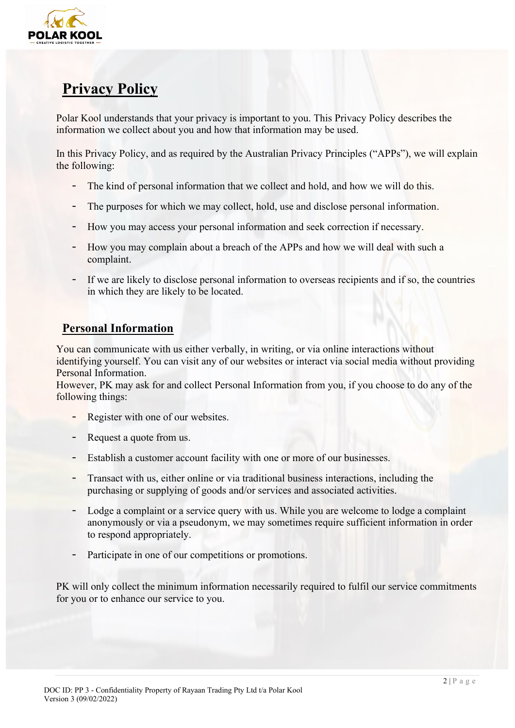# Privacy Policy

Polar Kool understands that your privacy is important to you. This Privacy Policy describes the information we collect about you and how that information may be used.

In this Privacy Policy, and as required by the Australian Privacy Principles ("APPs"), we will explain the following:

- The kind of personal information that we collect and hold, and how we will do this.
- The purposes for which we may collect, hold, use and disclose personal information.
- How you may access your personal information and seek correction if necessary.
- How you may complain about a breach of the APPs and how we will deal with such a complaint.
- If we are likely to disclose personal information to overseas recipients and if so, the countries in which they are likely to be located.

## Personal Information

You can communicate with us either verbally, in writing, or via online interactions without identifying yourself. You can visit any of our websites or interact via social media without providing Personal Information.
However, PK may ask for and collect Personal Information from you, if you choose to do any of the following things:

- Register with one of our websites.
- Request a quote from us.
- Establish a customer account facility with one or more of our businesses.
- Transact with us, either online or via traditional business interactions, including the purchasing or supplying of goods and/or services and associated activities.
- Lodge a complaint or a service query with us. While you are welcome to lodge a complaint anonymously or via a pseudonym, we may sometimes require sufficient information in order to respond appropriately.
- Participate in one of our competitions or promotions.

PK will only collect the minimum information necessarily required to fulfil our service commitments for you or to enhance our service to you.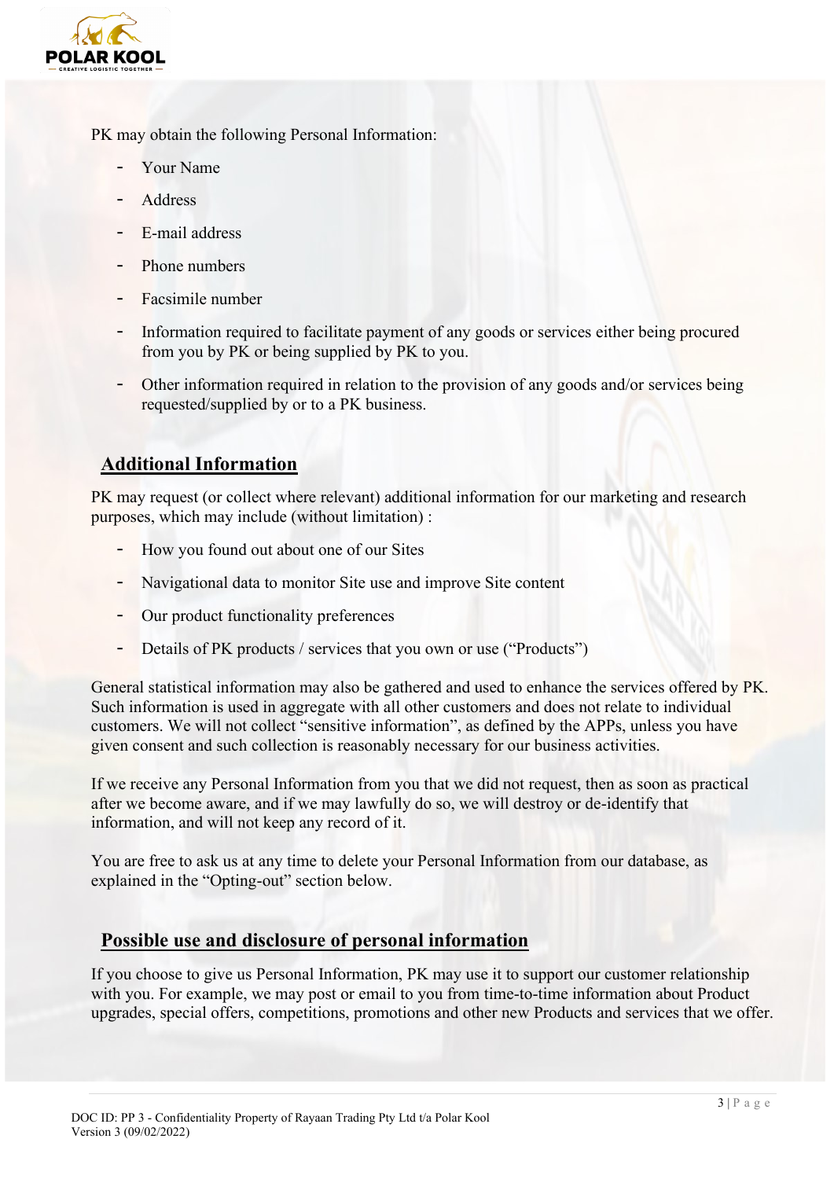PK may obtain the following Personal Information:

- Your Name
- Address
- E-mail address
- Phone numbers
- Facsimile number
- Information required to facilitate payment of any goods or services either being procured from you by PK or being supplied by PK to you.
- Other information required in relation to the provision of any goods and/or services being requested/supplied by or to a PK business.

## Additional Information

PK may request (or collect where relevant) additional information for our marketing and research purposes, which may include (without limitation) :

- How you found out about one of our Sites
- Navigational data to monitor Site use and improve Site content
- Our product functionality preferences
- Details of PK products / services that you own or use ("Products")

General statistical information may also be gathered and used to enhance the services offered by PK. Such information is used in aggregate with all other customers and does not relate to individual customers. We will not collect "sensitive information", as defined by the APPs, unless you have given consent and such collection is reasonably necessary for our business activities.

If we receive any Personal Information from you that we did not request, then as soon as practical after we become aware, and if we may lawfully do so, we will destroy or de-identify that information, and will not keep any record of it.

You are free to ask us at any time to delete your Personal Information from our database, as explained in the "Opting-out" section below.

## Possible use and disclosure of personal information

If you choose to give us Personal Information, PK may use it to support our customer relationship with you. For example, we may post or email to you from time-to-time information about Product upgrades, special offers, competitions, promotions and other new Products and services that we offer.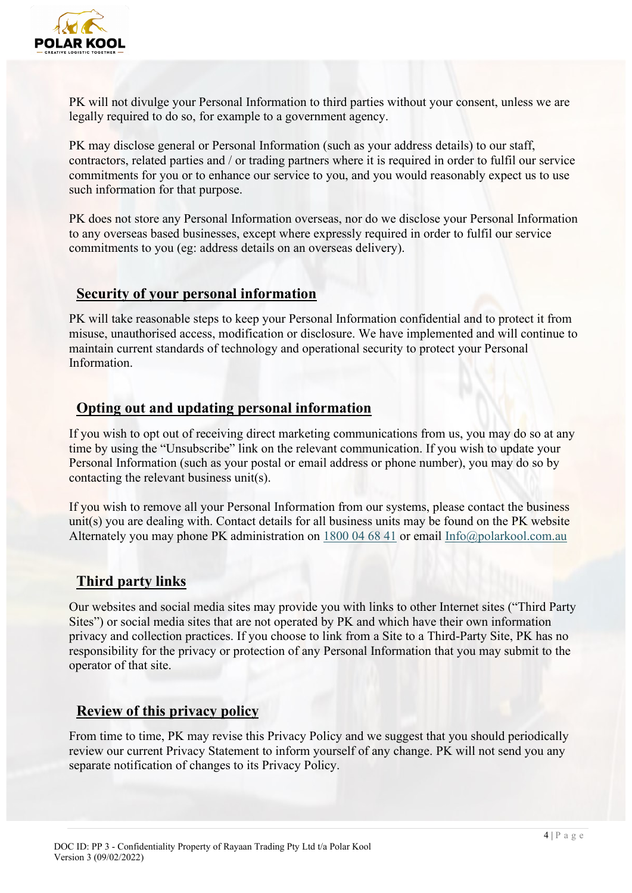PK will not divulge your Personal Information to third parties without your consent, unless we are legally required to do so, for example to a government agency.

PK may disclose general or Personal Information (such as your address details) to our staff, contractors, related parties and / or trading partners where it is required in order to fulfil our service commitments for you or to enhance our service to you, and you would reasonably expect us to use such information for that purpose.

PK does not store any Personal Information overseas, nor do we disclose your Personal Information to any overseas based businesses, except where expressly required in order to fulfil our service commitments to you (eg: address details on an overseas delivery).

## Security of your personal information

PK will take reasonable steps to keep your Personal Information confidential and to protect it from misuse, unauthorised access, modification or disclosure. We have implemented and will continue to maintain current standards of technology and operational security to protect your Personal Information.

## Opting out and updating personal information

If you wish to opt out of receiving direct marketing communications from us, you may do so at any time by using the "Unsubscribe" link on the relevant communication. If you wish to update your Personal Information (such as your postal or email address or phone number), you may do so by contacting the relevant business unit(s).

If you wish to remove all your Personal Information from our systems, please contact the business unit(s) you are dealing with. Contact details for all business units may be found on the PK website Alternately you may phone PK administration on 1800 04 68 41 or email Info@polarkool.com.au

## Third party links

Our websites and social media sites may provide you with links to other Internet sites ("Third Party Sites") or social media sites that are not operated by PK and which have their own information privacy and collection practices. If you choose to link from a Site to a Third-Party Site, PK has no responsibility for the privacy or protection of any Personal Information that you may submit to the operator of that site.

## Review of this privacy policy

From time to time, PK may revise this Privacy Policy and we suggest that you should periodically review our current Privacy Statement to inform yourself of any change. PK will not send you any separate notification of changes to its Privacy Policy.